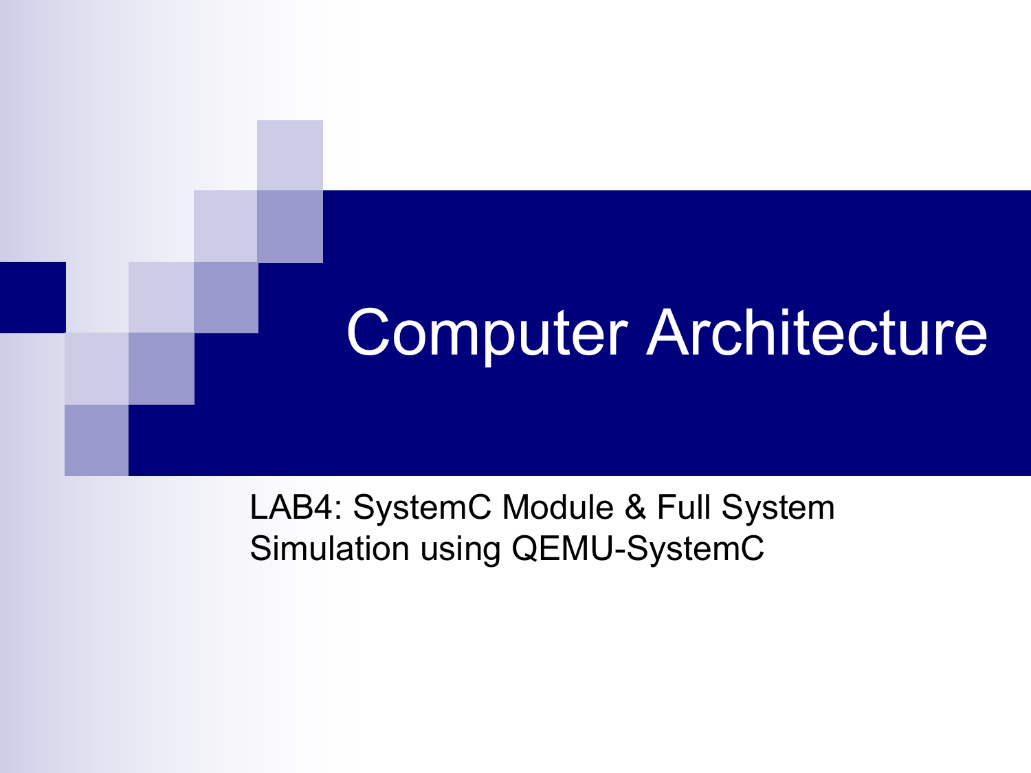# Computer Architecture

LAB4: SystemC Module & Full System Simulation using QEMU-SystemC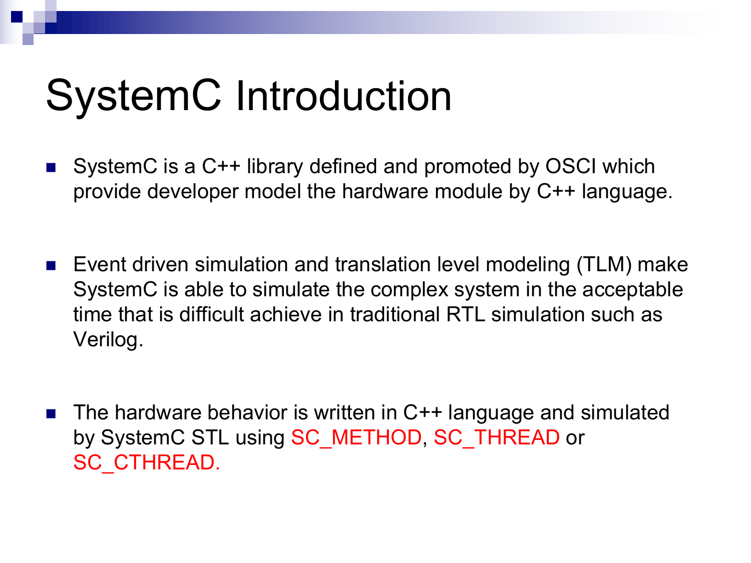# SystemC Introduction

- SystemC is a C++ library defined and promoted by OSCI which provide developer model the hardware module by C++ language.

- Event driven simulation and translation level modeling (TLM) make SystemC is able to simulate the complex system in the acceptable time that is difficult achieve in traditional RTL simulation such as Verilog.

- The hardware behavior is written in C++ language and simulated by SystemC STL using SC_METHOD, SC_THREAD or SC_CTHREAD.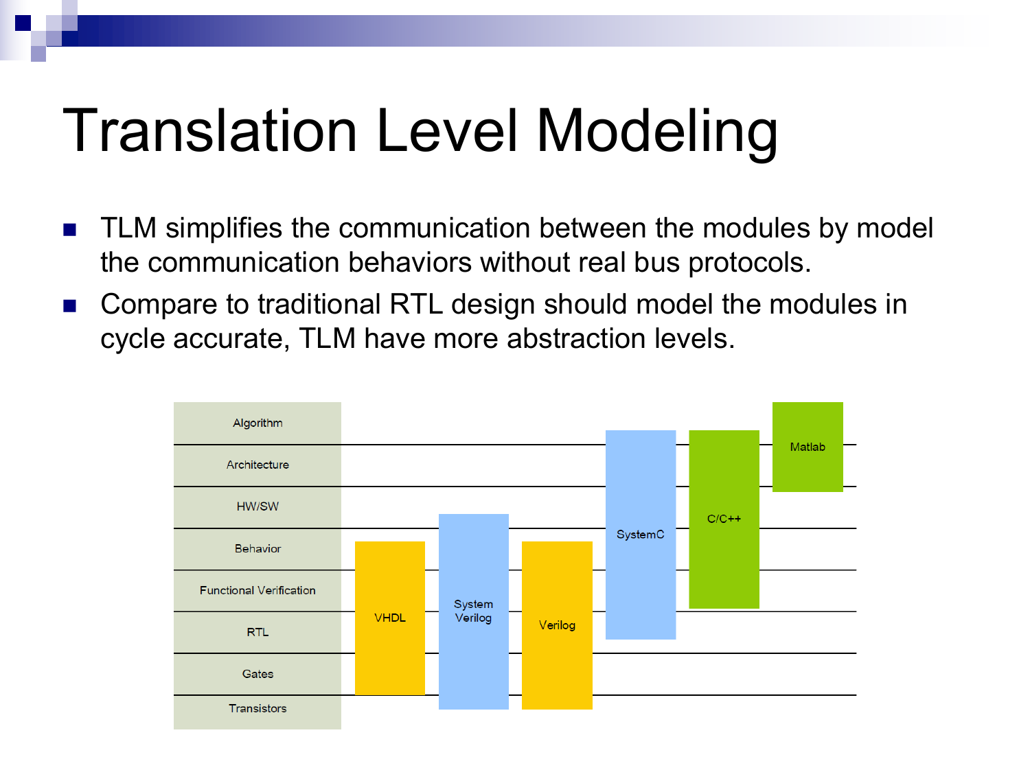# Translation Level Modeling

- TLM simplifies the communication between the modules by model the communication behaviors without real bus protocols.
- Compare to traditional RTL design should model the modules in cycle accurate, TLM have more abstraction levels.

Algorithm
Architecture
HW/SW
Behavior
Functional Verification
RTL
Gates
Transistors

VHDL
System Verilog
Verilog
SystemC
C/C++
Matlab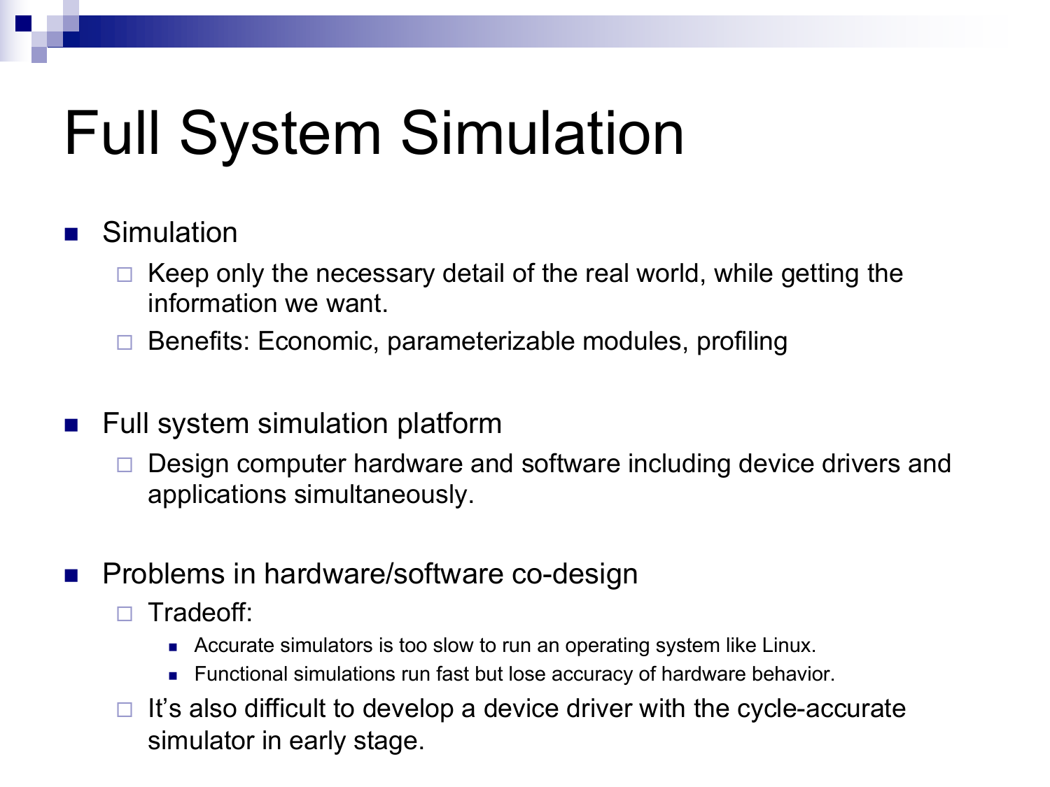# Full System Simulation

- Simulation
  - Keep only the necessary detail of the real world, while getting the information we want.
  - Benefits: Economic, parameterizable modules, profiling

- Full system simulation platform
  - Design computer hardware and software including device drivers and applications simultaneously.

- Problems in hardware/software co-design
  - Tradeoff:
    - Accurate simulators is too slow to run an operating system like Linux.
    - Functional simulations run fast but lose accuracy of hardware behavior.
  - It's also difficult to develop a device driver with the cycle-accurate simulator in early stage.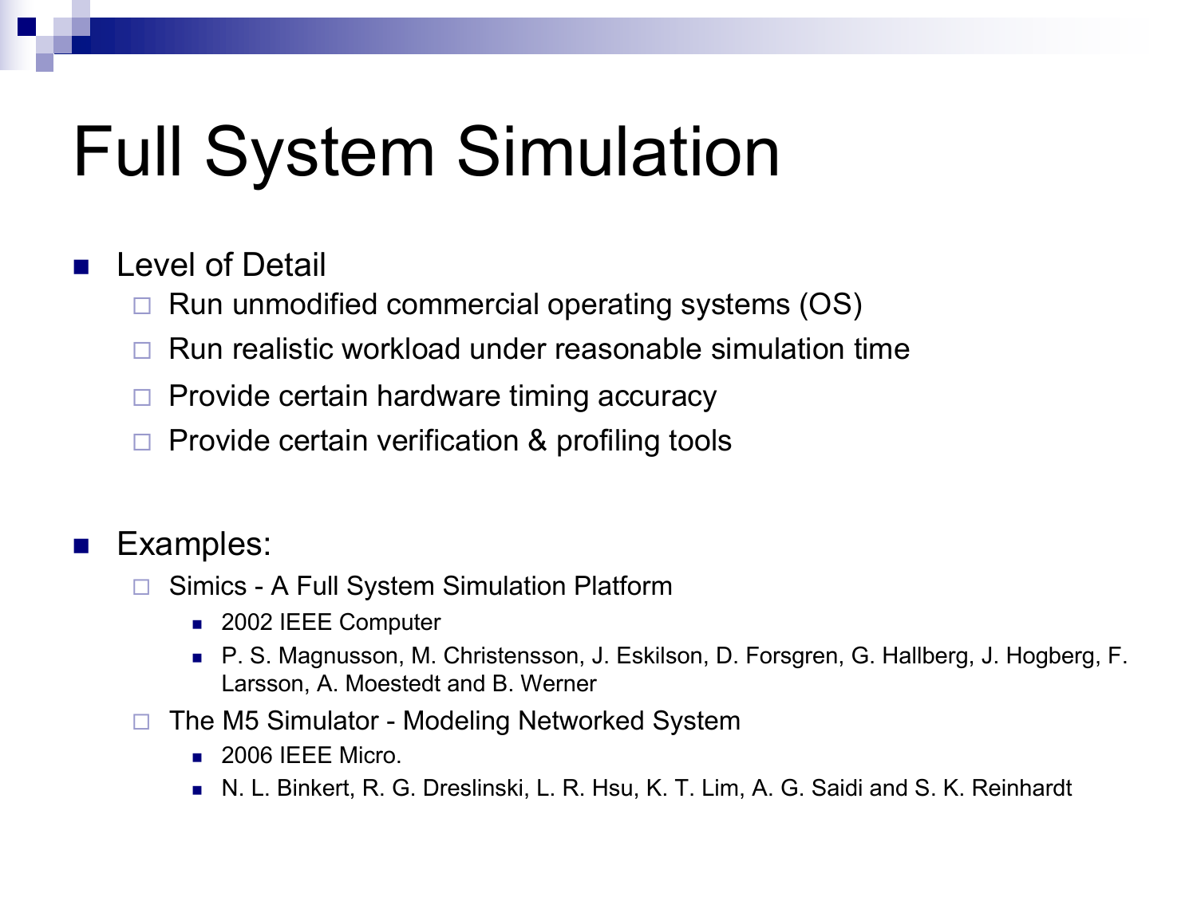# Full System Simulation

- Level of Detail
  - Run unmodified commercial operating systems (OS)
  - Run realistic workload under reasonable simulation time
  - Provide certain hardware timing accuracy
  - Provide certain verification & profiling tools

- Examples:
  - Simics - A Full System Simulation Platform
    - 2002 IEEE Computer
    - P. S. Magnusson, M. Christensson, J. Eskilson, D. Forsgren, G. Hallberg, J. Hogberg, F. Larsson, A. Moestedt and B. Werner
  - The M5 Simulator - Modeling Networked System
    - 2006 IEEE Micro.
    - N. L. Binkert, R. G. Dreslinski, L. R. Hsu, K. T. Lim, A. G. Saidi and S. K. Reinhardt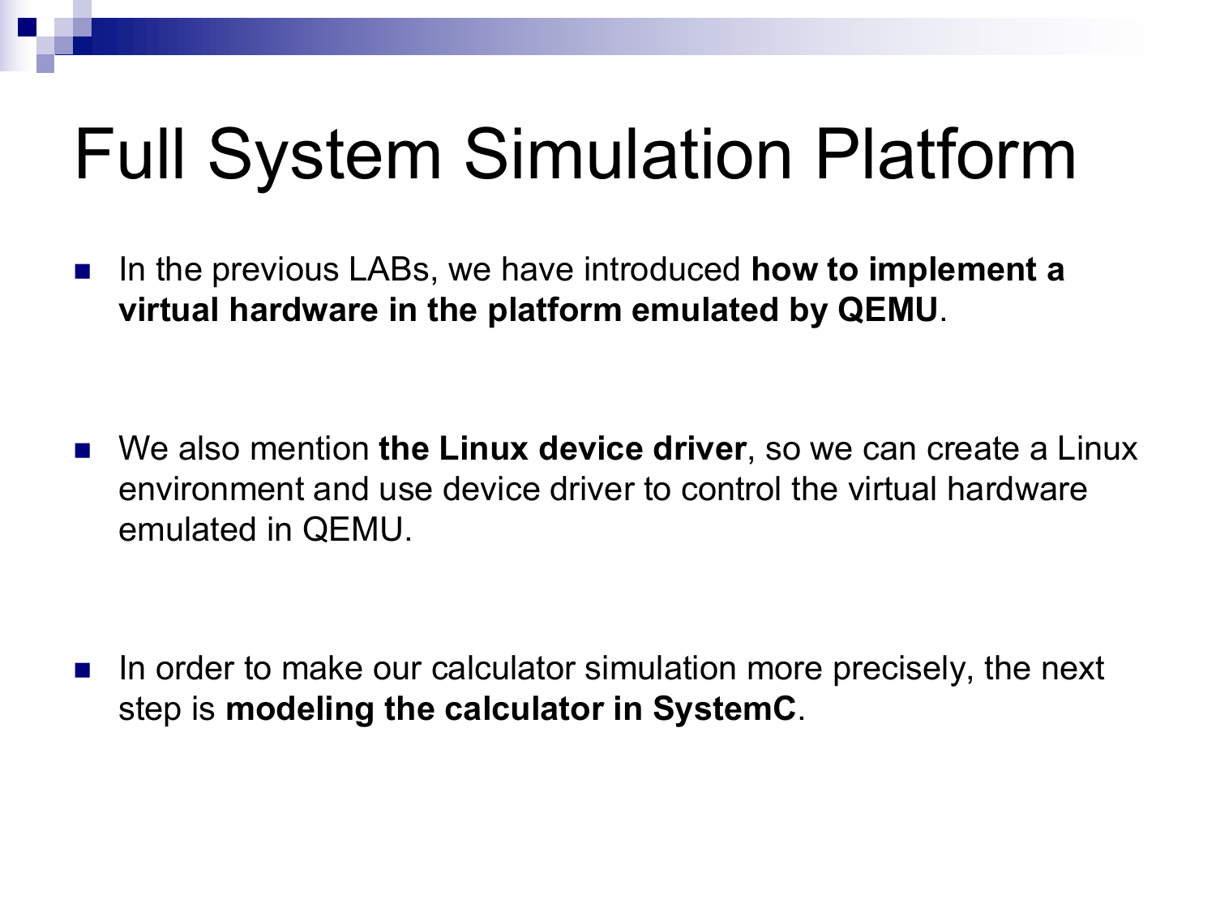# Full System Simulation Platform

- In the previous LABs, we have introduced **how to implement a virtual hardware in the platform emulated by QEMU**.

- We also mention **the Linux device driver**, so we can create a Linux environment and use device driver to control the virtual hardware emulated in QEMU.

- In order to make our calculator simulation more precisely, the next step is **modeling the calculator in SystemC**.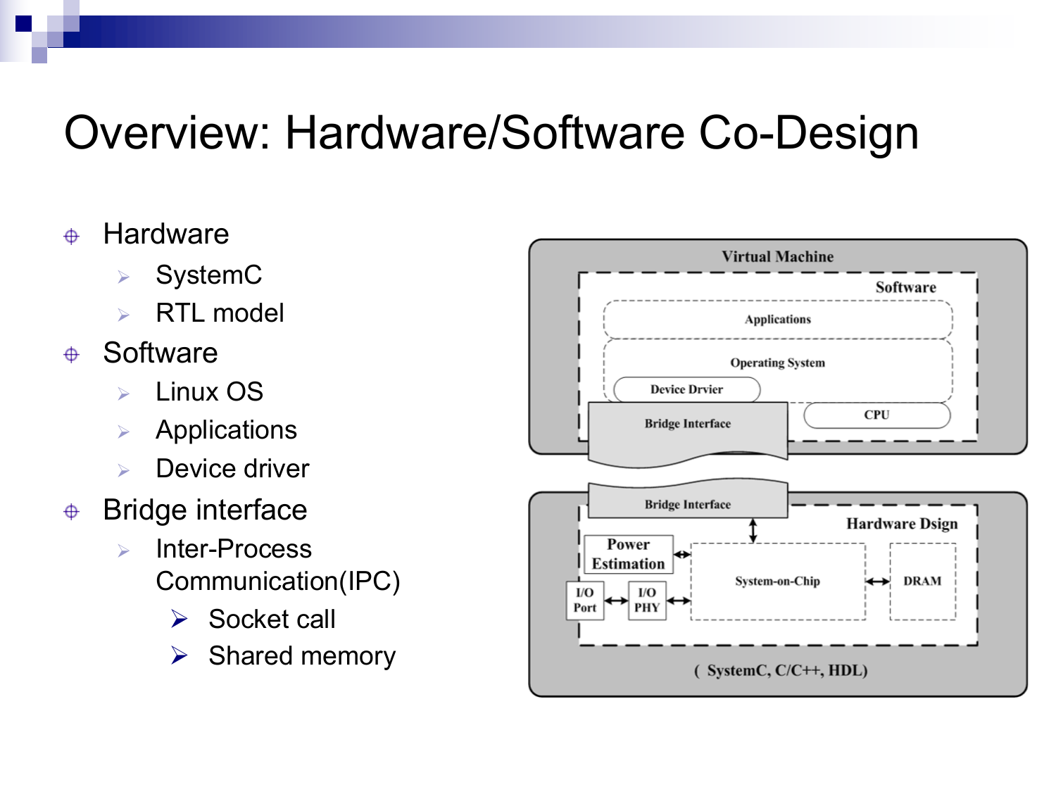# Overview: Hardware/Software Co-Design

- Hardware
  - SystemC
  - RTL model
- Software
  - Linux OS
  - Applications
  - Device driver
- Bridge interface
  - Inter-Process Communication(IPC)
    - Socket call
    - Shared memory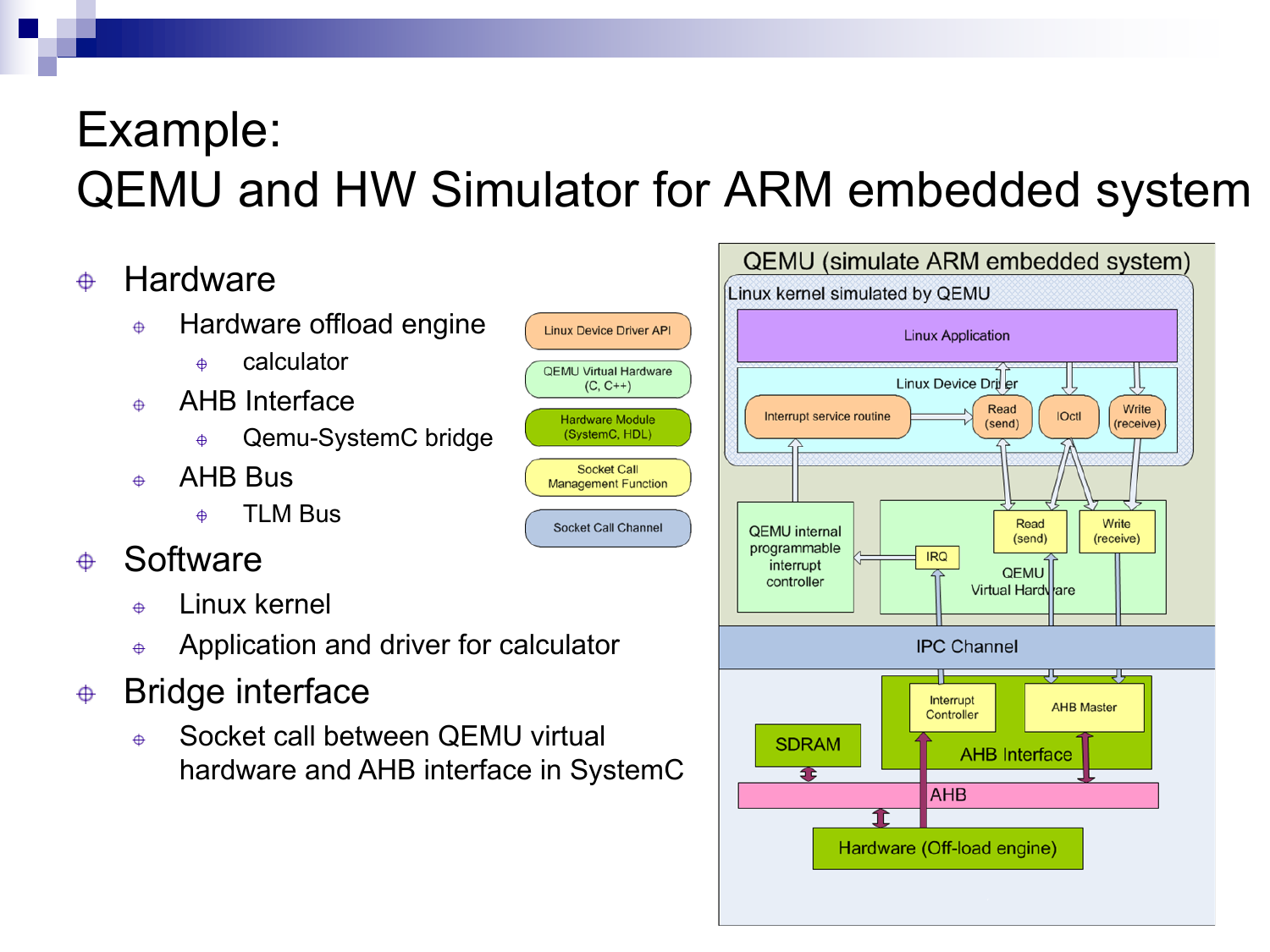# Example: QEMU and HW Simulator for ARM embedded system

- Hardware
  - Hardware offload engine
    - calculator
  - AHB Interface
    - Qemu-SystemC bridge
  - AHB Bus
    - TLM Bus
- Software
  - Linux kernel
  - Application and driver for calculator
- Bridge interface
  - Socket call between QEMU virtual hardware and AHB interface in SystemC

Linux Device Driver API

QEMU Virtual Hardware (C, C++)

Hardware Module (SystemC, HDL)

Socket Call Management Function

Socket Call Channel

QEMU (simulate ARM embedded system)

Linux kernel simulated by QEMU

Linux Application

Linux Device Driver

Interrupt service routine

Read (send)

IOctl

Write (receive)

QEMU internal programmable interrupt controller

IRQ

Read (send)

Write (receive)

QEMU Virtual Hardware

IPC Channel

Interrupt Controller

AHB Master

AHB Interface

SDRAM

AHB

Hardware (Off-load engine)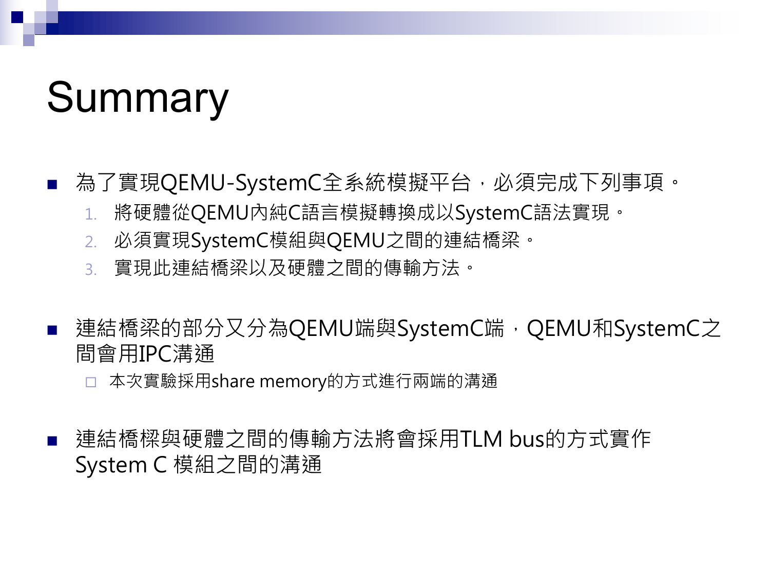# Summary

- 為了實現QEMU-SystemC全系統模擬平台，必須完成下列事項。
  1. 將硬體從QEMU內純C語言模擬轉換成以SystemC語法實現。
  2. 必須實現SystemC模組與QEMU之間的連結橋梁。
  3. 實現此連結橋梁以及硬體之間的傳輸方法。

- 連結橋梁的部分又分為QEMU端與SystemC端，QEMU和SystemC之間會用IPC溝通
  - 本次實驗採用share memory的方式進行兩端的溝通

- 連結橋樑與硬體之間的傳輸方法將會採用TLM bus的方式實作System C 模組之間的溝通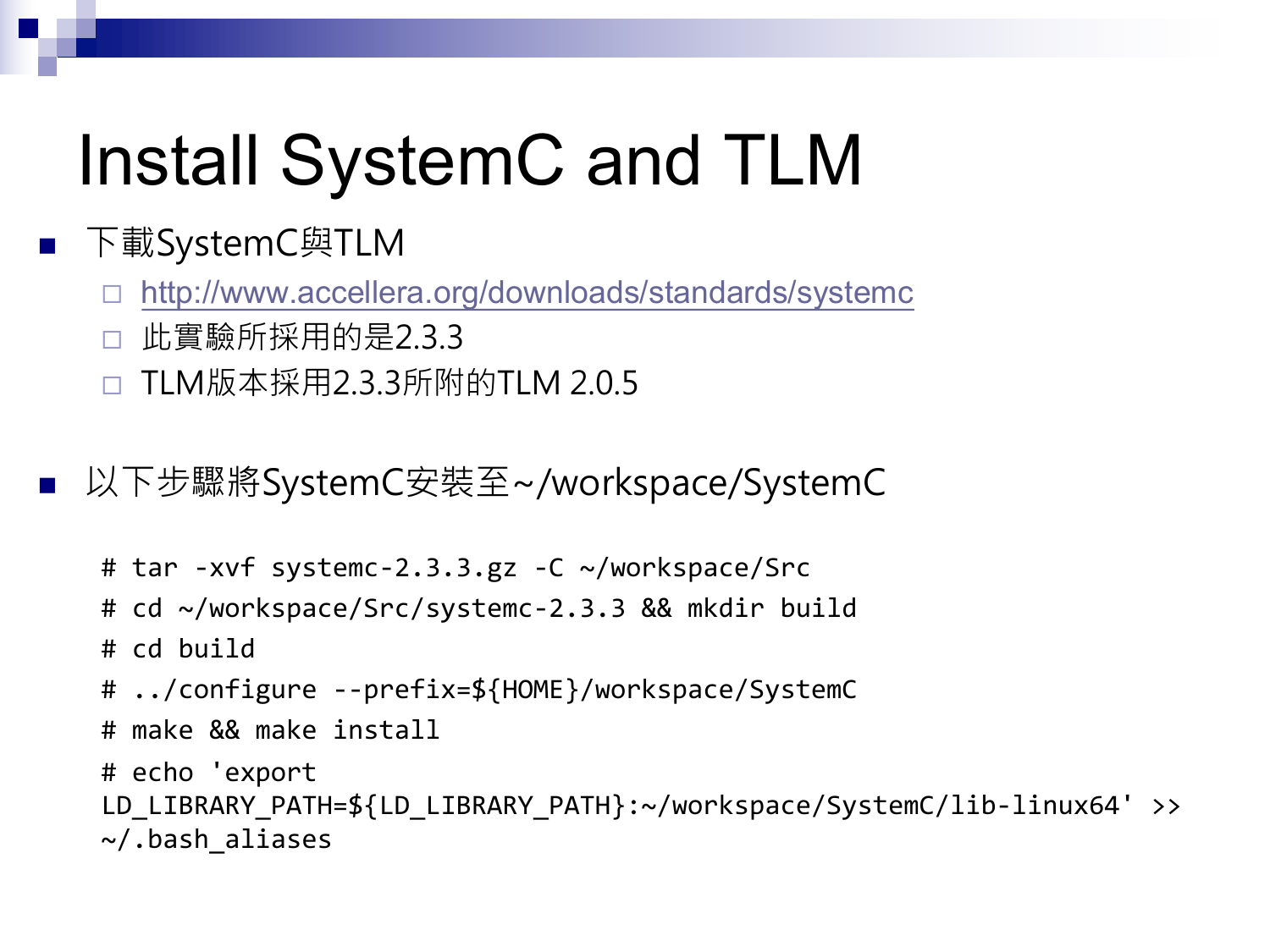# Install SystemC and TLM

- 下載SystemC與TLM
  - http://www.accellera.org/downloads/standards/systemc
  - 此實驗所採用的是2.3.3
  - TLM版本採用2.3.3所附的TLM 2.0.5

- 以下步驟將SystemC安裝至~/workspace/SystemC

```
# tar -xvf systemc-2.3.3.gz -C ~/workspace/Src
# cd ~/workspace/Src/systemc-2.3.3 && mkdir build
# cd build
# ../configure --prefix=${HOME}/workspace/SystemC
# make && make install
# echo 'export LD_LIBRARY_PATH=${LD_LIBRARY_PATH}:~/workspace/SystemC/lib-linux64' >> ~/.bash_aliases
```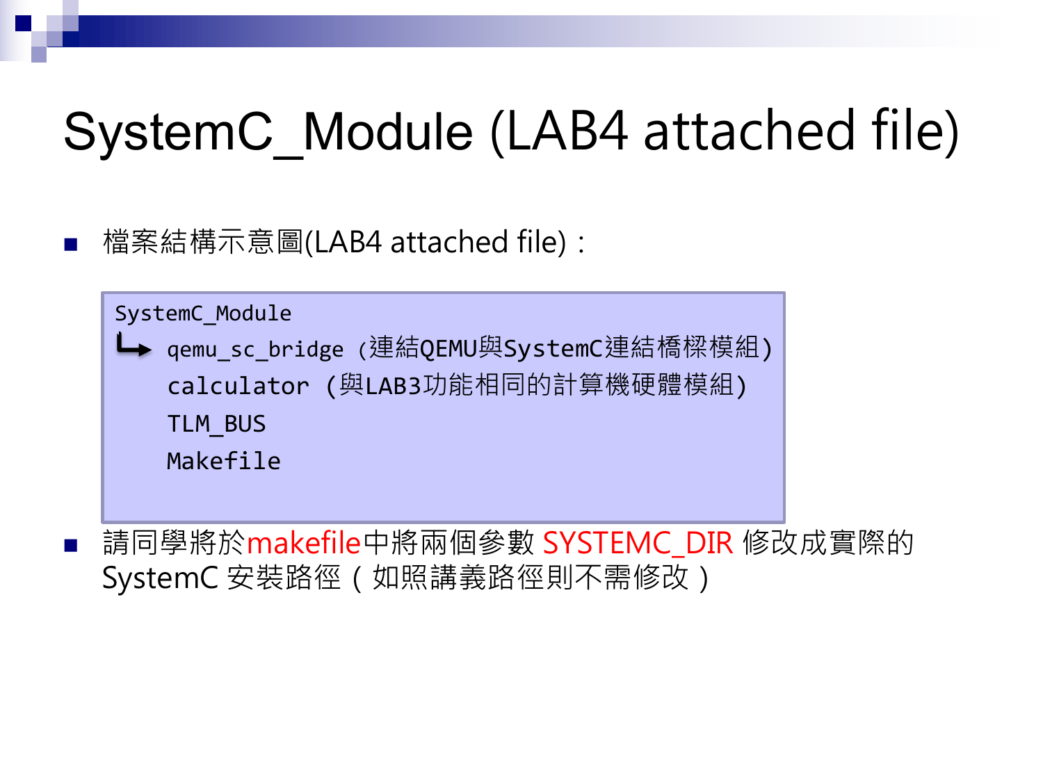# SystemC_Module (LAB4 attached file)

- 檔案結構示意圖(LAB4 attached file)：

```
SystemC_Module
└→ qemu_sc_bridge (連結QEMU與SystemC連結橋樑模組)
   calculator (與LAB3功能相同的計算機硬體模組)
   TLM_BUS
   Makefile
```

- 請同學將於makefile中將兩個參數 SYSTEMC_DIR 修改成實際的SystemC 安裝路徑（如照講義路徑則不需修改）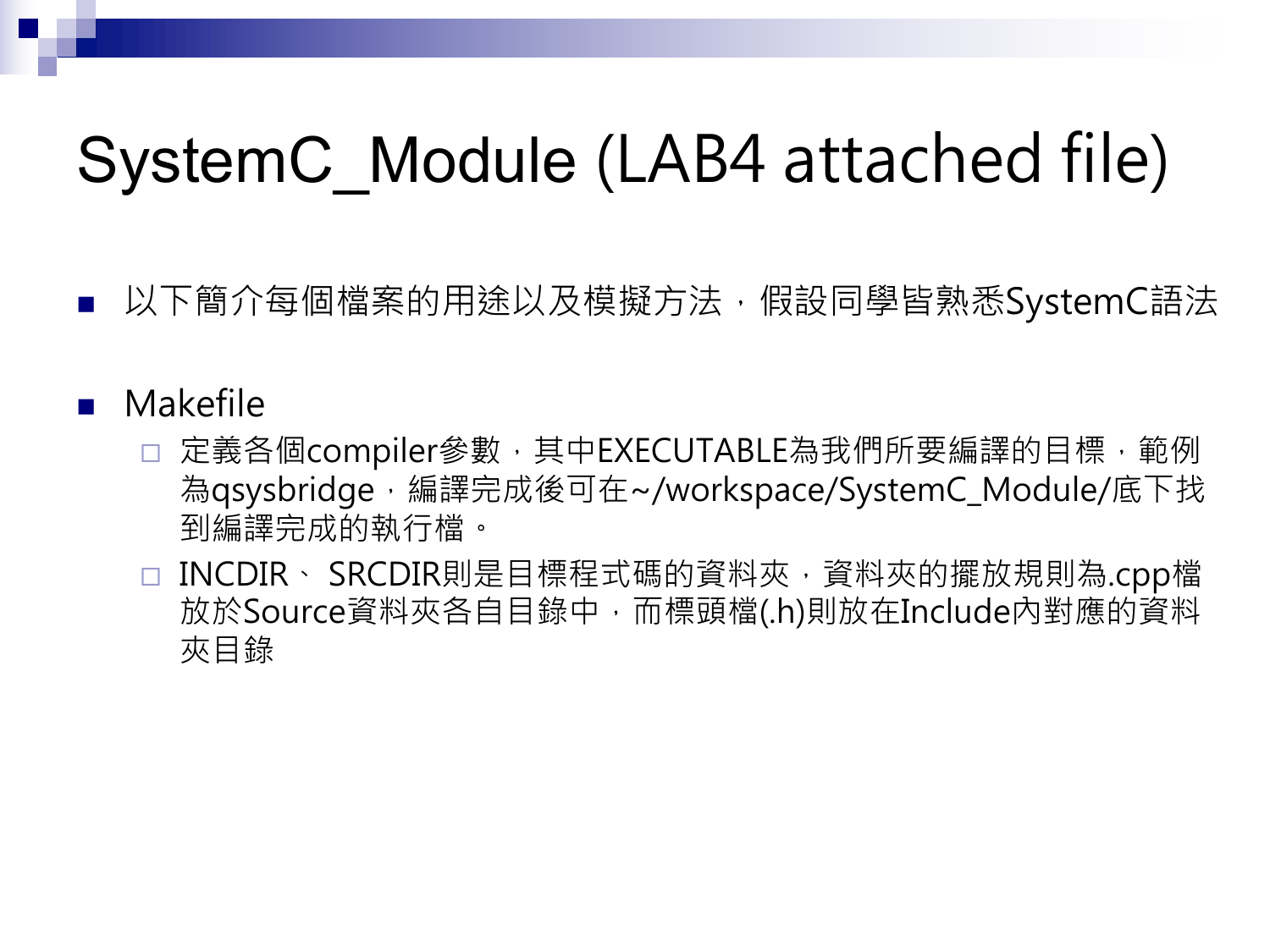# SystemC_Module (LAB4 attached file)

- 以下簡介每個檔案的用途以及模擬方法，假設同學皆熟悉SystemC語法

- Makefile
  - 定義各個compiler參數，其中EXECUTABLE為我們所要編譯的目標，範例為qsysbridge，編譯完成後可在~/workspace/SystemC_Module/底下找到編譯完成的執行檔。
  - INCDIR、 SRCDIR則是目標程式碼的資料夾，資料夾的擺放規則為.cpp檔放於Source資料夾各自目錄中，而標頭檔(.h)則放在Include內對應的資料夾目錄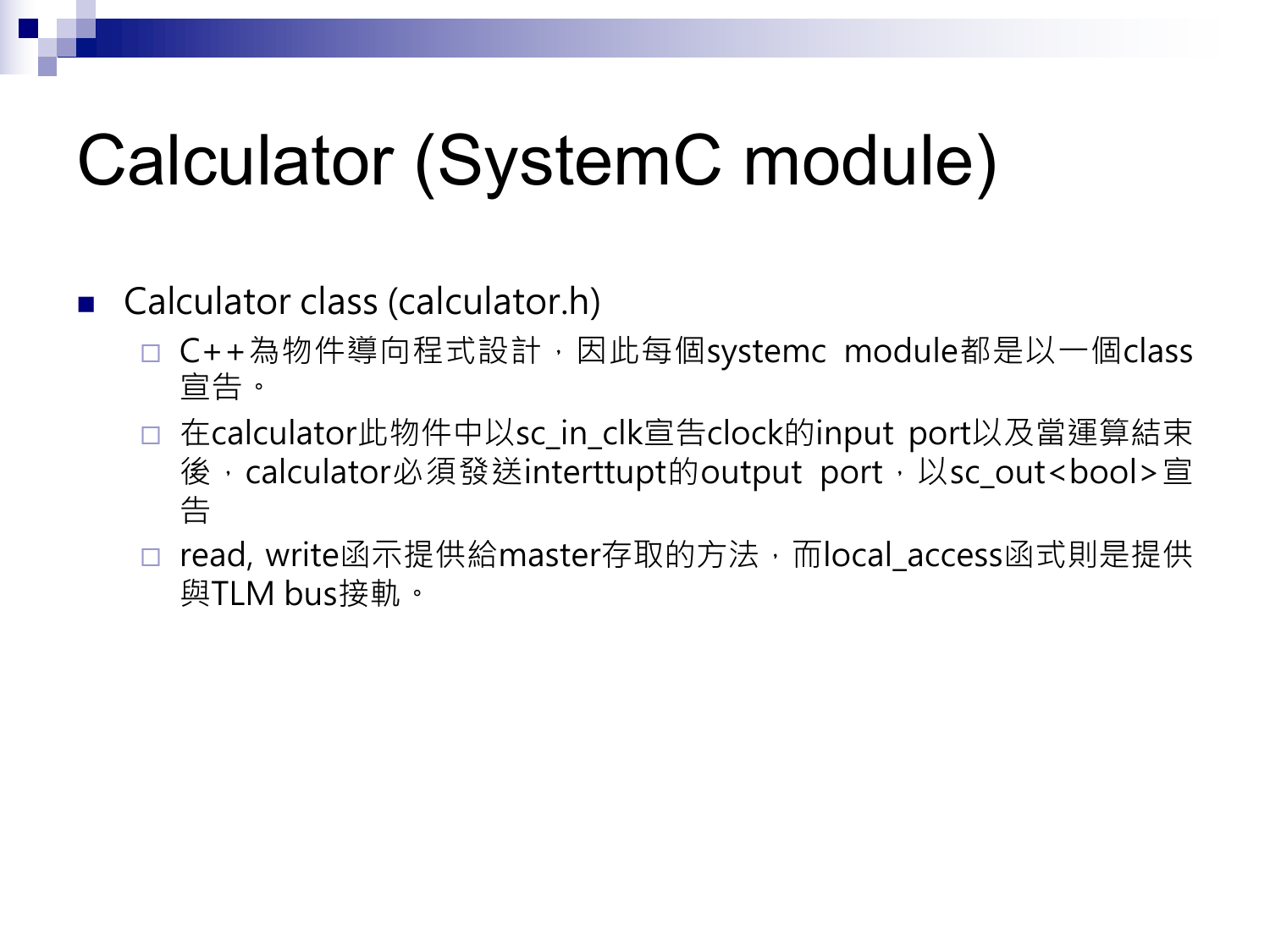# Calculator (SystemC module)

- Calculator class (calculator.h)
  - C++為物件導向程式設計，因此每個systemc module都是以一個class宣告。
  - 在calculator此物件中以sc_in_clk宣告clock的input port以及當運算結束後，calculator必須發送interttupt的output port，以sc_out<bool>宣告
  - read, write函示提供給master存取的方法，而local_access函式則是提供與TLM bus接軌。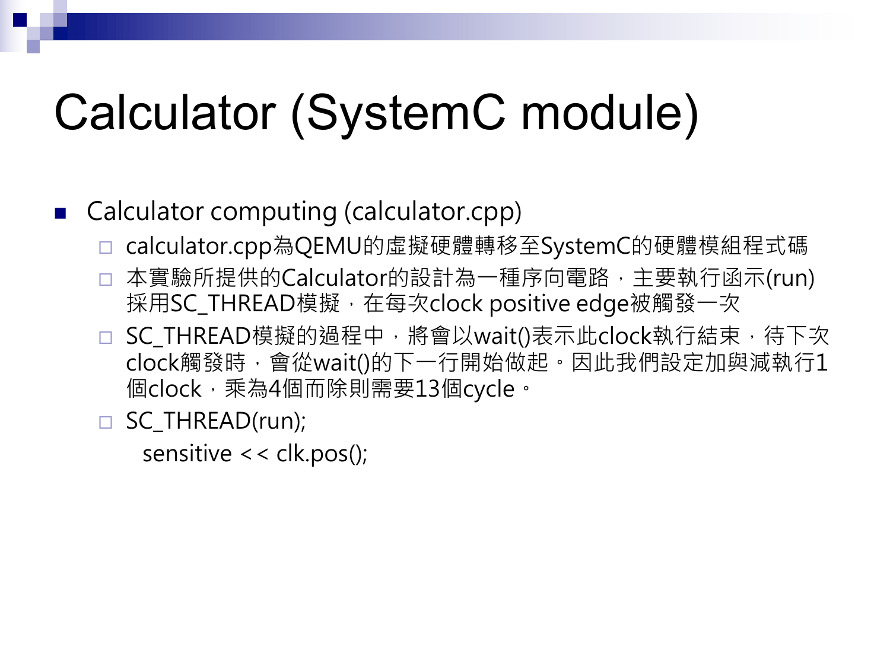# Calculator (SystemC module)

- Calculator computing (calculator.cpp)
  - calculator.cpp為QEMU的虛擬硬體轉移至SystemC的硬體模組程式碼
  - 本實驗所提供的Calculator的設計為一種序向電路，主要執行函示(run)採用SC_THREAD模擬，在每次clock positive edge被觸發一次
  - SC_THREAD模擬的過程中，將會以wait()表示此clock執行結束，待下次clock觸發時，會從wait()的下一行開始做起。因此我們設定加與減執行1個clock，乘為4個而除則需要13個cycle。
  - SC_THREAD(run);
    sensitive << clk.pos();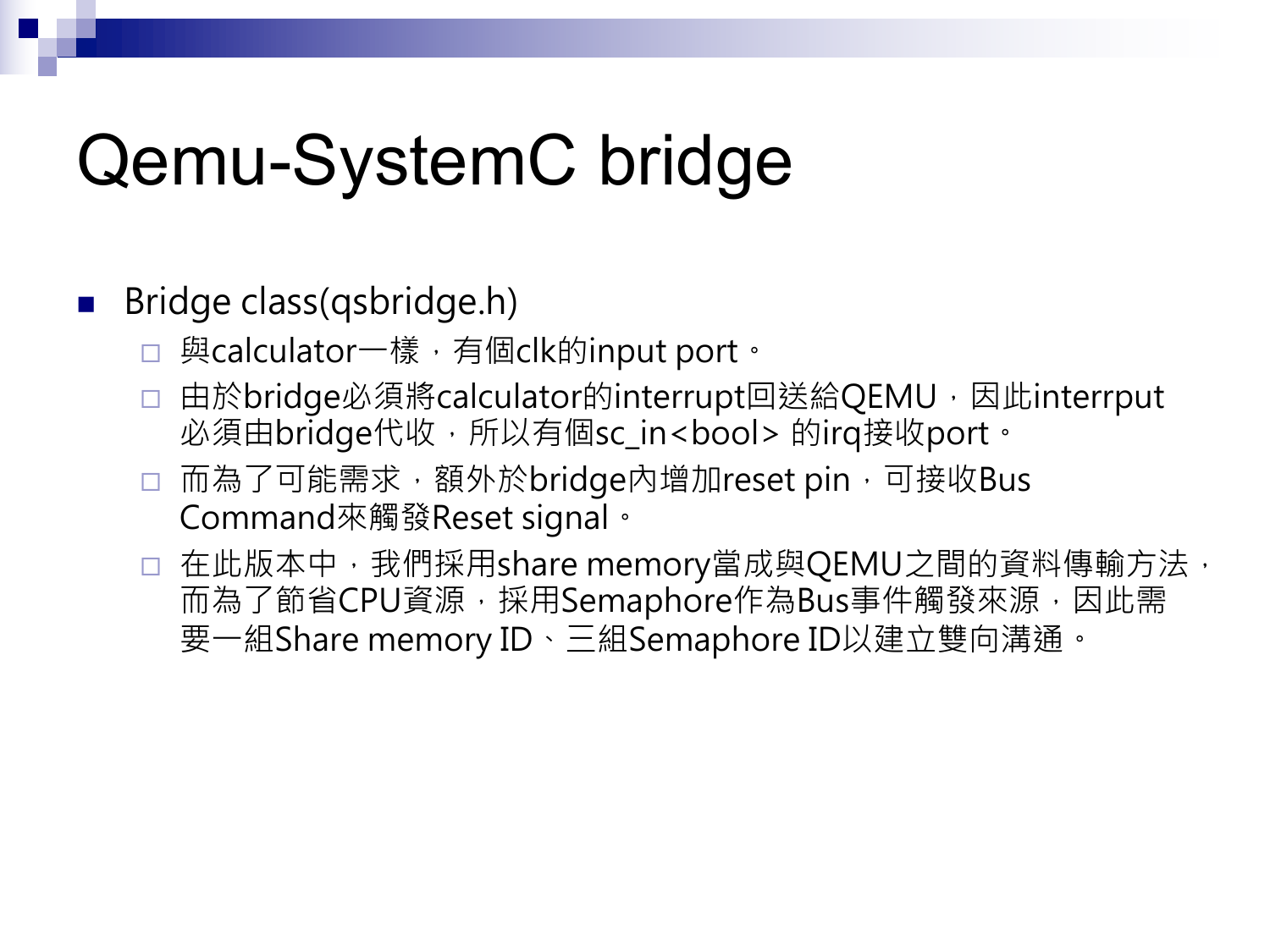# Qemu-SystemC bridge

- Bridge class(qsbridge.h)
  - 與calculator一樣，有個clk的input port。
  - 由於bridge必須將calculator的interrupt回送給QEMU，因此interrput必須由bridge代收，所以有個sc_in<bool> 的irq接收port。
  - 而為了可能需求，額外於bridge內增加reset pin，可接收Bus Command來觸發Reset signal。
  - 在此版本中，我們採用share memory當成與QEMU之間的資料傳輸方法，而為了節省CPU資源，採用Semaphore作為Bus事件觸發來源，因此需要一組Share memory ID、三組Semaphore ID以建立雙向溝通。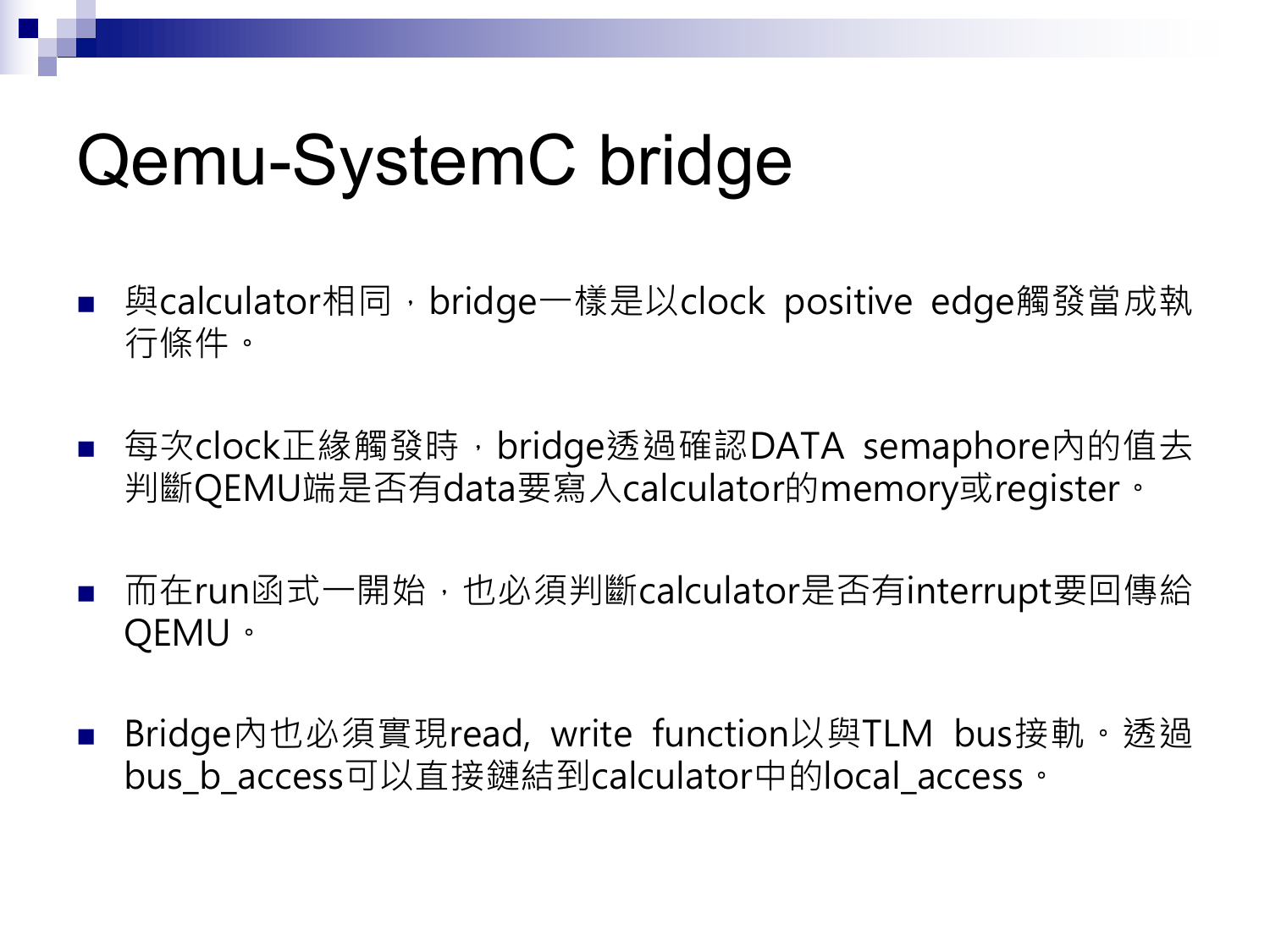# Qemu-SystemC bridge

- 與calculator相同，bridge一樣是以clock positive edge觸發當成執行條件。
- 每次clock正緣觸發時，bridge透過確認DATA semaphore內的值去判斷QEMU端是否有data要寫入calculator的memory或register。
- 而在run函式一開始，也必須判斷calculator是否有interrupt要回傳給QEMU。
- Bridge內也必須實現read, write function以與TLM bus接軌。透過bus_b_access可以直接鏈結到calculator中的local_access。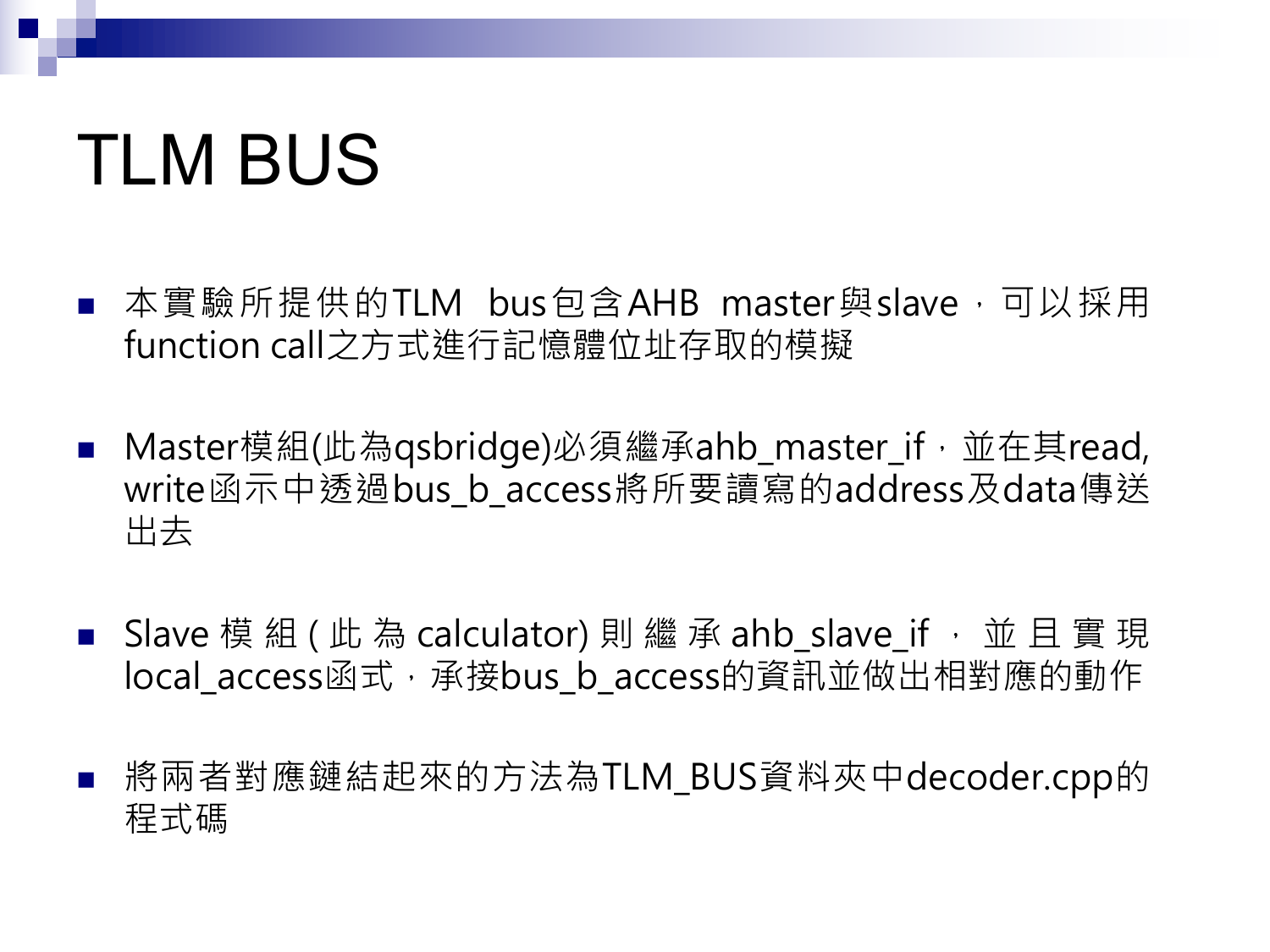# TLM BUS

- 本實驗所提供的TLM bus包含AHB master與slave，可以採用function call之方式進行記憶體位址存取的模擬
- Master模組(此為qsbridge)必須繼承ahb_master_if，並在其read, write函示中透過bus_b_access將所要讀寫的address及data傳送出去
- Slave模組(此為calculator)則繼承ahb_slave_if，並且實現local_access函式，承接bus_b_access的資訊並做出相對應的動作
- 將兩者對應鏈結起來的方法為TLM_BUS資料夾中decoder.cpp的程式碼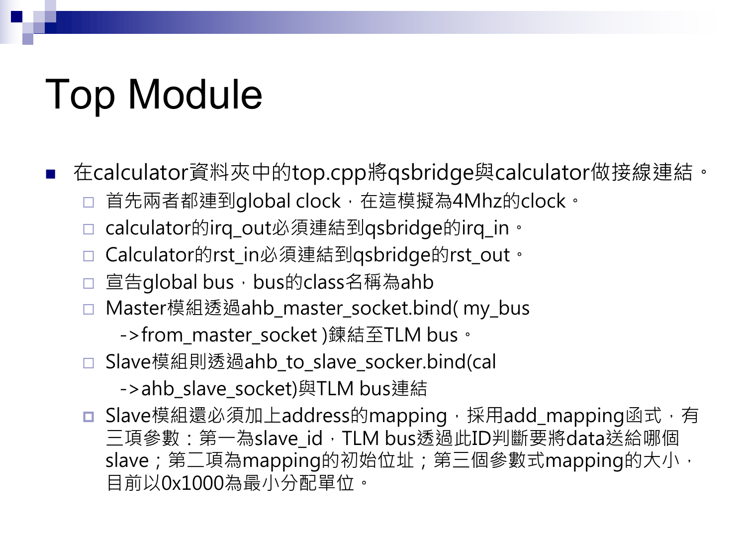# Top Module

- 在calculator資料夾中的top.cpp將qsbridge與calculator做接線連結。
  - 首先兩者都連到global clock，在這模擬為4Mhz的clock。
  - calculator的irq_out必須連結到qsbridge的irq_in。
  - Calculator的rst_in必須連結到qsbridge的rst_out。
  - 宣告global bus，bus的class名稱為ahb
  - Master模組透過ahb_master_socket.bind( my_bus ->from_master_socket )鍊結至TLM bus。
  - Slave模組則透過ahb_to_slave_socker.bind(cal ->ahb_slave_socket)與TLM bus連結
  - Slave模組還必須加上address的mapping，採用add_mapping函式，有三項參數：第一為slave_id，TLM bus透過此ID判斷要將data送給哪個slave；第二項為mapping的初始位址；第三個參數式mapping的大小，目前以0x1000為最小分配單位。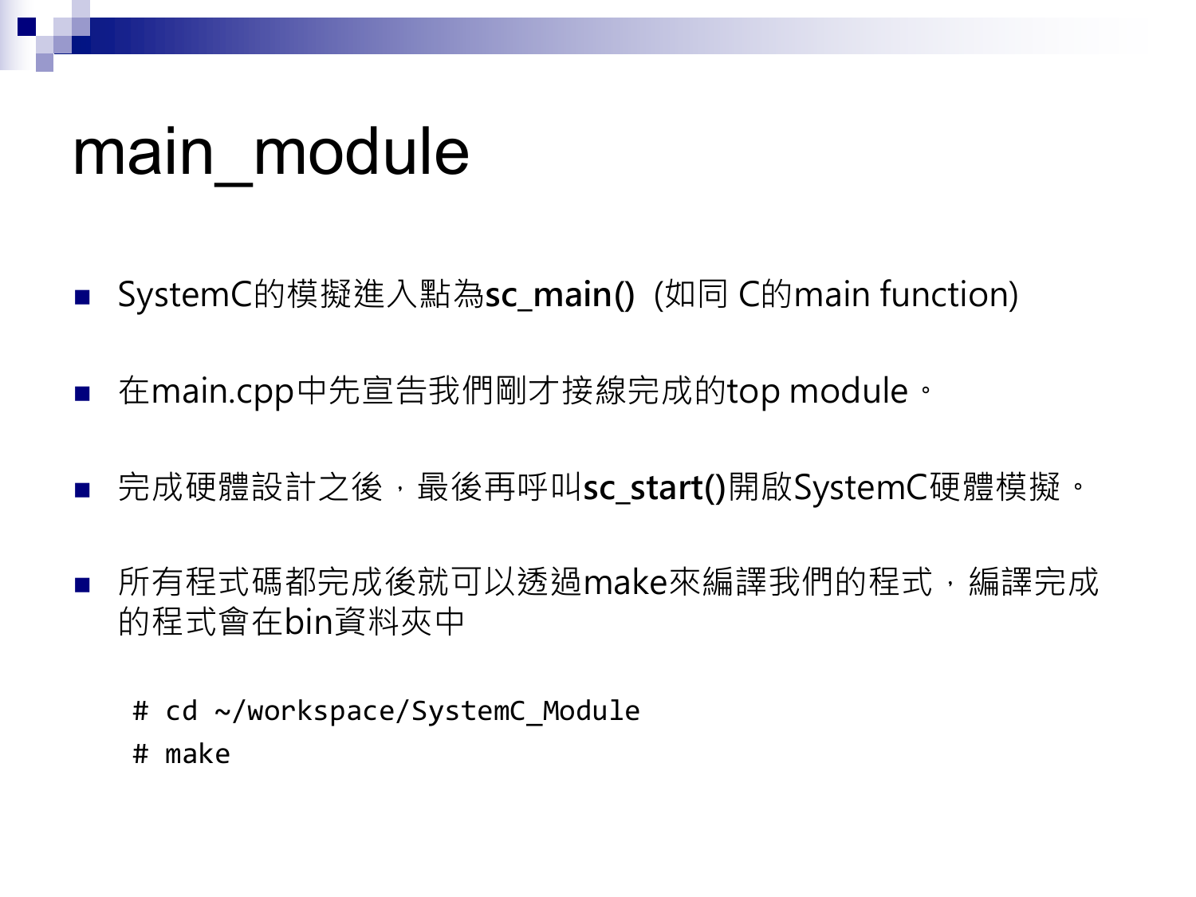# main_module

- SystemC的模擬進入點為**sc_main()** (如同 C的main function)

- 在main.cpp中先宣告我們剛才接線完成的top module。

- 完成硬體設計之後，最後再呼叫**sc_start()**開啟SystemC硬體模擬。

- 所有程式碼都完成後就可以透過make來編譯我們的程式，編譯完成的程式會在bin資料夾中

```
# cd ~/workspace/SystemC_Module
# make
```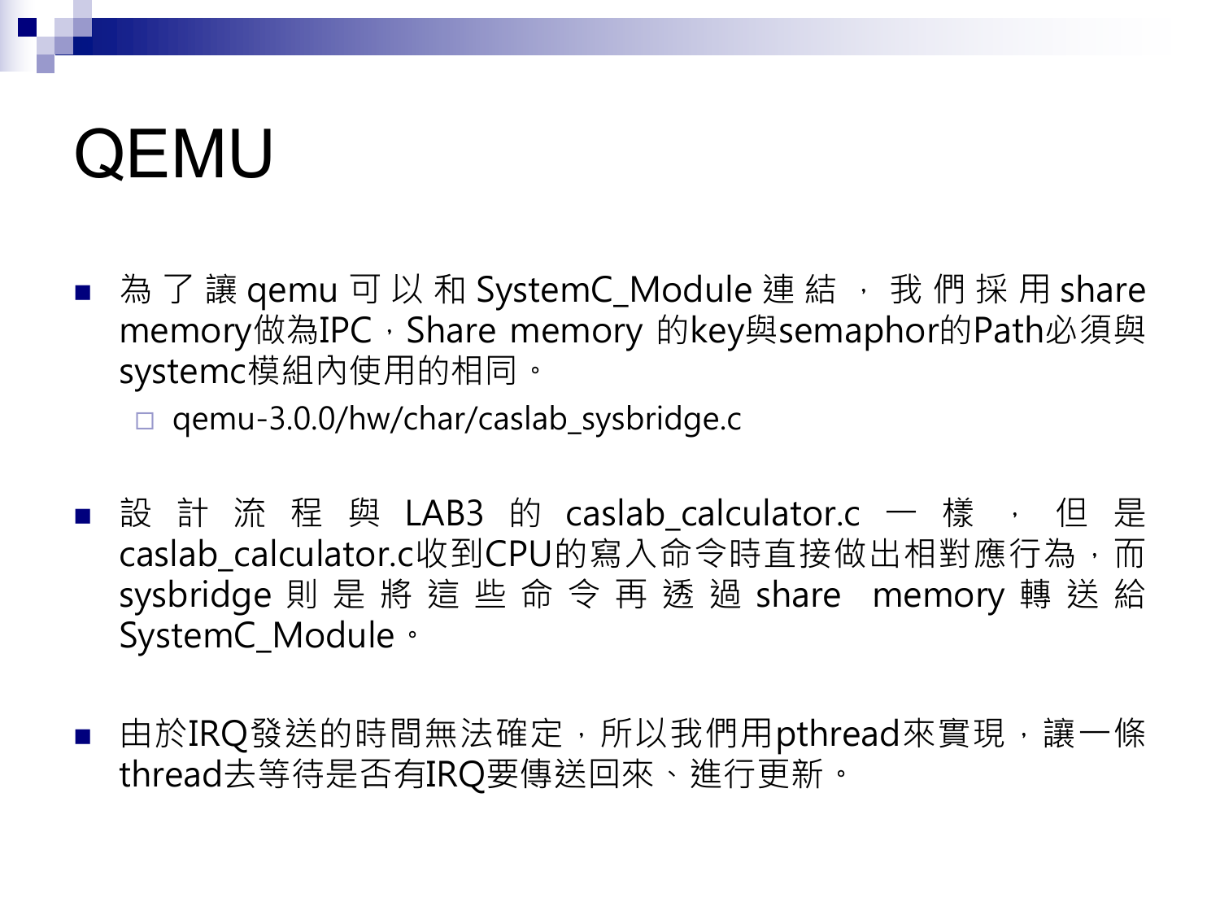# QEMU

- 為了讓qemu可以和SystemC_Module連結，我們採用share memory做為IPC，Share memory 的key與semaphor的Path必須與systemc模組內使用的相同。
  - qemu-3.0.0/hw/char/caslab_sysbridge.c

- 設計流程與LAB3的caslab_calculator.c一樣，但是caslab_calculator.c收到CPU的寫入命令時直接做出相對應行為，而sysbridge則是將這些命令再透過share memory轉送給SystemC_Module。

- 由於IRQ發送的時間無法確定，所以我們用pthread來實現，讓一條thread去等待是否有IRQ要傳送回來、進行更新。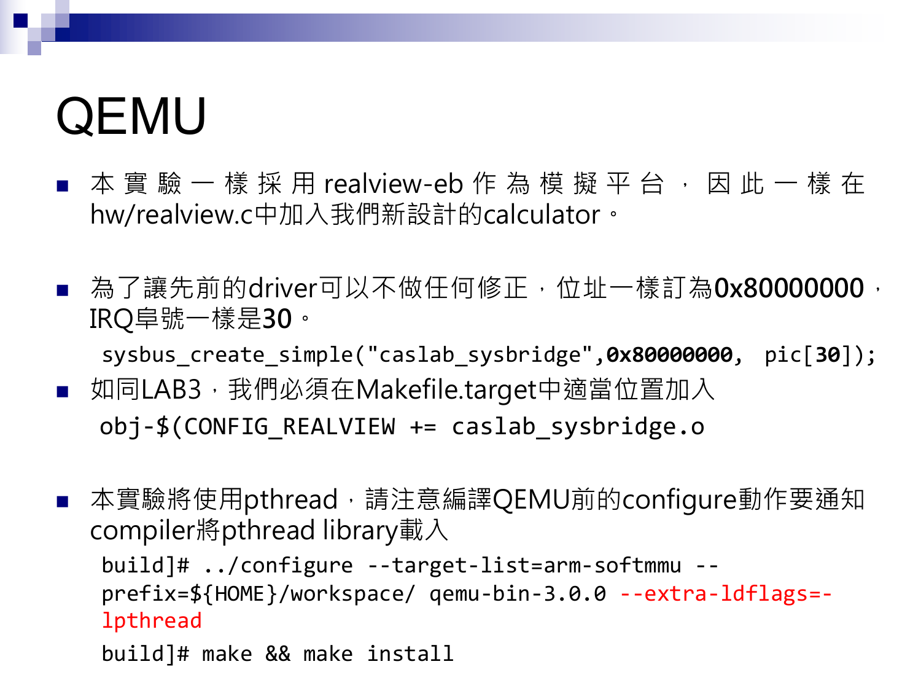# QEMU

- 本實驗一樣採用realview-eb作為模擬平台，因此一樣在hw/realview.c中加入我們新設計的calculator。

- 為了讓先前的driver可以不做任何修正，位址一樣訂為**0x80000000**，IRQ皐號一樣是**30**。

```
sysbus_create_simple("caslab_sysbridge",0x80000000, pic[30]);
```

- 如同LAB3，我們必須在Makefile.target中適當位置加入

```
obj-$(CONFIG_REALVIEW += caslab_sysbridge.o
```

- 本實驗將使用pthread，請注意編譯QEMU前的configure動作要通知compiler將pthread library載入

```
build]# ../configure --target-list=arm-softmmu --prefix=${HOME}/workspace/ qemu-bin-3.0.0 --extra-ldflags=-lpthread
build]# make && make install
```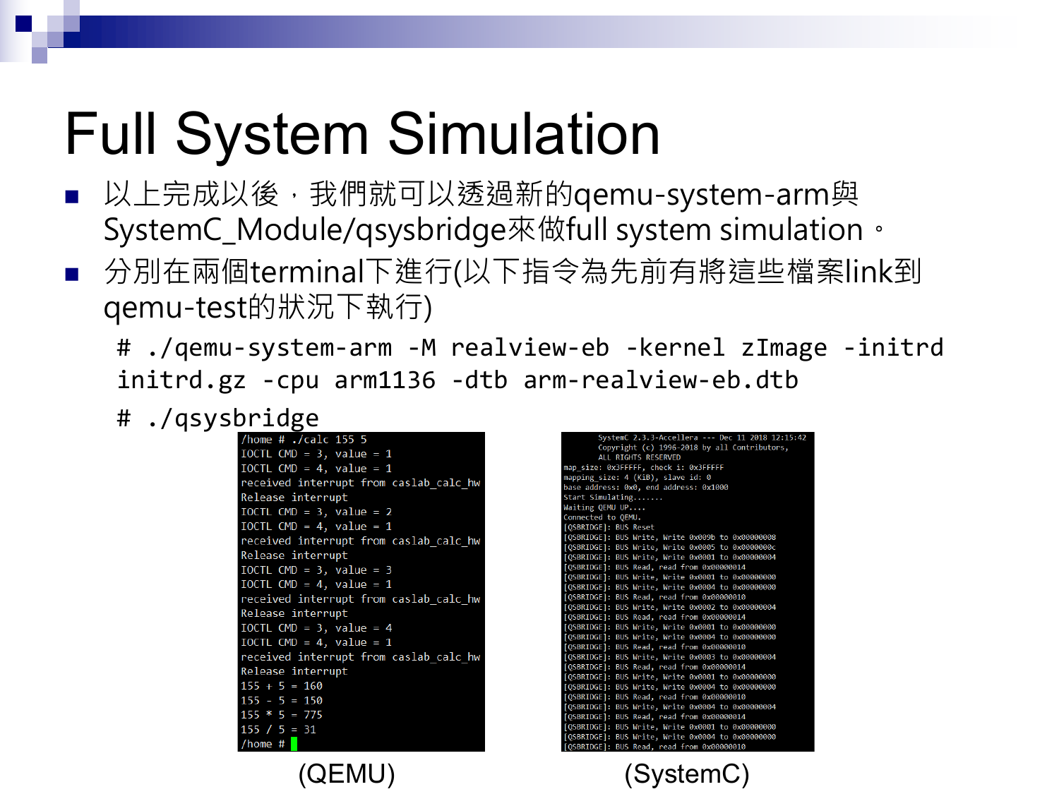# Full System Simulation

- 以上完成以後，我們就可以透過新的qemu-system-arm與SystemC_Module/qsysbridge來做full system simulation。
- 分別在兩個terminal下進行(以下指令為先前有將這些檔案link到qemu-test的狀況下執行)

```
# ./qemu-system-arm -M realview-eb -kernel zImage -initrd initrd.gz -cpu arm1136 -dtb arm-realview-eb.dtb
# ./qsysbridge
```

```
/home # ./calc 155 5
IOCTL CMD = 3, value = 1
IOCTL CMD = 4, value = 1
received interrupt from caslab_calc_hw
Release interrupt
IOCTL CMD = 3, value = 2
IOCTL CMD = 4, value = 1
received interrupt from caslab_calc_hw
Release interrupt
IOCTL CMD = 3, value = 3
IOCTL CMD = 4, value = 1
received interrupt from caslab_calc_hw
Release interrupt
IOCTL CMD = 3, value = 4
IOCTL CMD = 4, value = 1
received interrupt from caslab_calc_hw
Release interrupt
155 + 5 = 160
155 - 5 = 150
155 * 5 = 775
155 / 5 = 31
/home #
```

(QEMU)

```
        SystemC 2.3.3-Accellera --- Dec 11 2018 12:15:42
        Copyright (c) 1996-2018 by all Contributors,
        ALL RIGHTS RESERVED
map_size: 0x3FFFFF, check i: 0x3FFFF
mapping_size: 4 (KiB), slave id: 0
base address: 0x0, end address: 0x1000
Start Simulating.......
Waiting QEMU UP....
Connected to QEMU.
[QSBRIDGE]: BUS Reset
[QSBRIDGE]: BUS Write, Write 0x009b to 0x00000008
[QSBRIDGE]: BUS Write, Write 0x0005 to 0x0000000c
[QSBRIDGE]: BUS Write, Write 0x0001 to 0x00000004
[QSBRIDGE]: BUS Read, read from 0x00000014
[QSBRIDGE]: BUS Write, Write 0x0001 to 0x00000000
[QSBRIDGE]: BUS Write, Write 0x0004 to 0x00000000
[QSBRIDGE]: BUS Read, read from 0x00000010
[QSBRIDGE]: BUS Write, Write 0x0002 to 0x00000004
[QSBRIDGE]: BUS Read, read from 0x00000014
[QSBRIDGE]: BUS Write, Write 0x0001 to 0x00000000
[QSBRIDGE]: BUS Write, Write 0x0004 to 0x00000000
[QSBRIDGE]: BUS Read, read from 0x00000010
[QSBRIDGE]: BUS Write, Write 0x0003 to 0x00000004
[QSBRIDGE]: BUS Read, read from 0x00000014
[QSBRIDGE]: BUS Write, Write 0x0001 to 0x00000000
[QSBRIDGE]: BUS Write, Write 0x0004 to 0x00000000
[QSBRIDGE]: BUS Read, read from 0x00000010
[QSBRIDGE]: BUS Write, Write 0x0004 to 0x00000004
[QSBRIDGE]: BUS Read, read from 0x00000014
[QSBRIDGE]: BUS Write, Write 0x0001 to 0x00000000
[QSBRIDGE]: BUS Write, Write 0x0004 to 0x00000000
[QSBRIDGE]: BUS Read, read from 0x00000010
```

(SystemC)